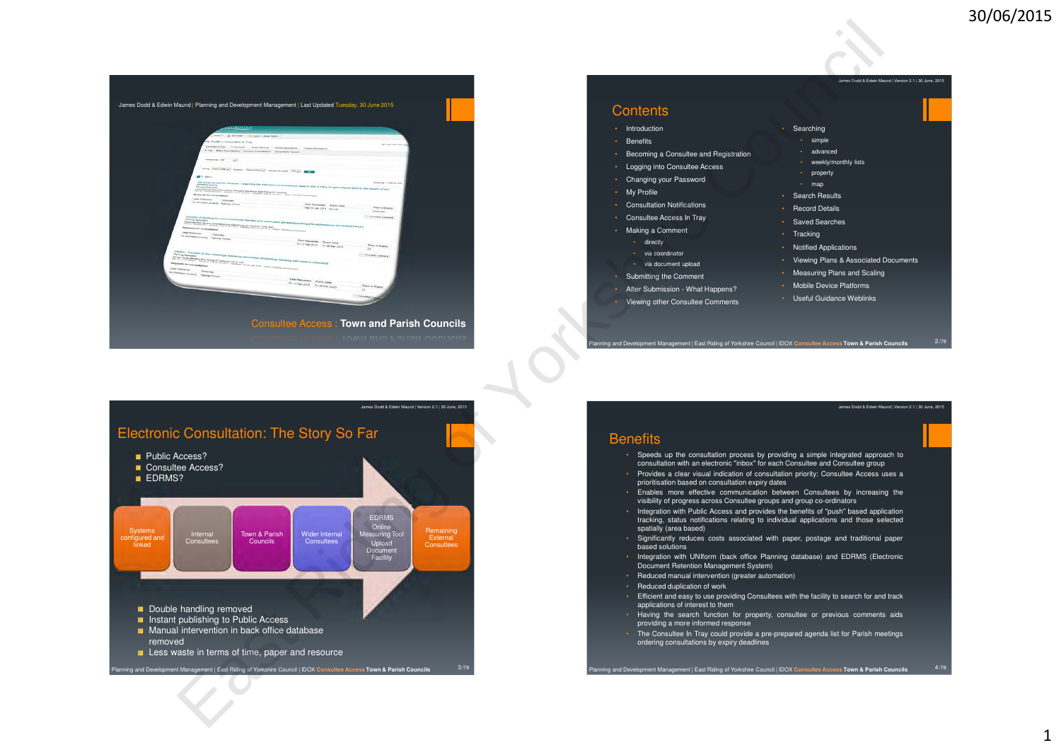## Consultee Access : Town and Parish Councils

James Dodd & Edwin Maund | Planning and Development Management | Last Updated Tuesday, 30 June 2015

## Contents

- Introduction
- Benefits
- Becoming a Consultee and Registration
- Logging into Consultee Access
- Changing your Password
- My Profile
- Consultation Notifications
- Consultee Access In Tray
- Making a Comment
  - directly
  - via coordinator
  - via document upload
- Submitting the Comment
- After Submission - What Happens?
- Viewing other Consultee Comments
- Searching
  - simple
  - advanced
  - weekly/monthly lists
  - property
  - map
- Search Results
- Record Details
- Saved Searches
- Tracking
- Notified Applications
- Viewing Plans & Associated Documents
- Measuring Plans and Scaling
- Mobile Device Platforms
- Useful Guidance Weblinks

## Electronic Consultation: The Story So Far

- Public Access?
- Consultee Access?
- EDRMS?

Systems configured and linked → Internal Consultees → Town & Parish Councils → Wider Internal Consultees → EDRMS Online Measuring Tool Upload Document Facility → Remaining External Consultees

- Double handling removed
- Instant publishing to Public Access
- Manual intervention in back office database removed
- Less waste in terms of time, paper and resource

## Benefits

- Speeds up the consultation process by providing a simple integrated approach to consultation with an electronic "inbox" for each Consultee and Consultee group
- Provides a clear visual indication of consultation priority: Consultee Access uses a prioritisation based on consultation expiry dates
- Enables more effective communication between Consultees by increasing the visibility of progress across Consultee groups and group co-ordinators
- Integration with Public Access and provides the benefits of "push" based application tracking, status notifications relating to individual applications and those selected spatially (area based)
- Significantly reduces costs associated with paper, postage and traditional paper based solutions
- Integration with UNIform (back office Planning database) and EDRMS (Electronic Document Retention Management System)
- Reduced manual intervention (greater automation)
- Reduced duplication of work
- Efficient and easy to use providing Consultees with the facility to search for and track applications of interest to them
- Having the search function for property, consultee or previous comments aids providing a more informed response
- The Consultee In Tray could provide a pre-prepared agenda list for Parish meetings ordering consultations by expiry deadlines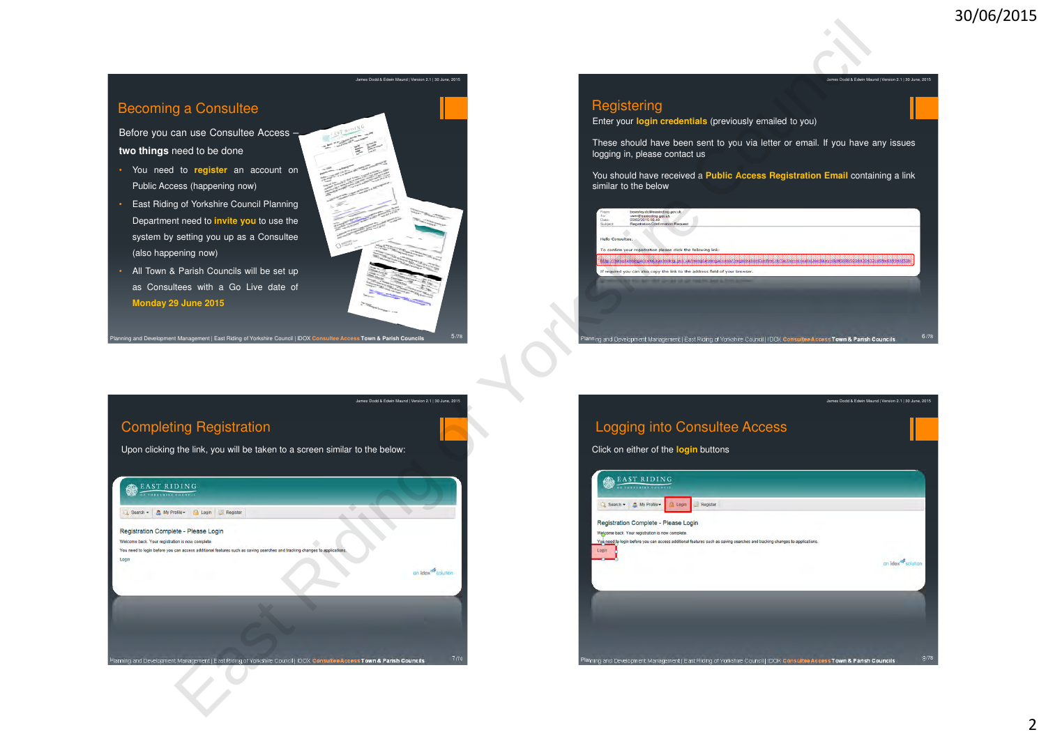## Becoming a Consultee

Before you can use Consultee Access – **two things** need to be done

- You need to **register** an account on Public Access (happening now)
- East Riding of Yorkshire Council Planning Department need to **invite you** to use the system by setting you up as a Consultee (also happening now)
- All Town & Parish Councils will be set up as Consultees with a Go Live date of **Monday 29 June 2015**

## Registering

Enter your **login credentials** (previously emailed to you)

These should have been sent to you via letter or email. If you have any issues logging in, please contact us

You should have received a **Public Access Registration Email** containing a link similar to the below

## Completing Registration

Upon clicking the link, you will be taken to a screen similar to the below:

## Logging into Consultee Access

Click on either of the **login** buttons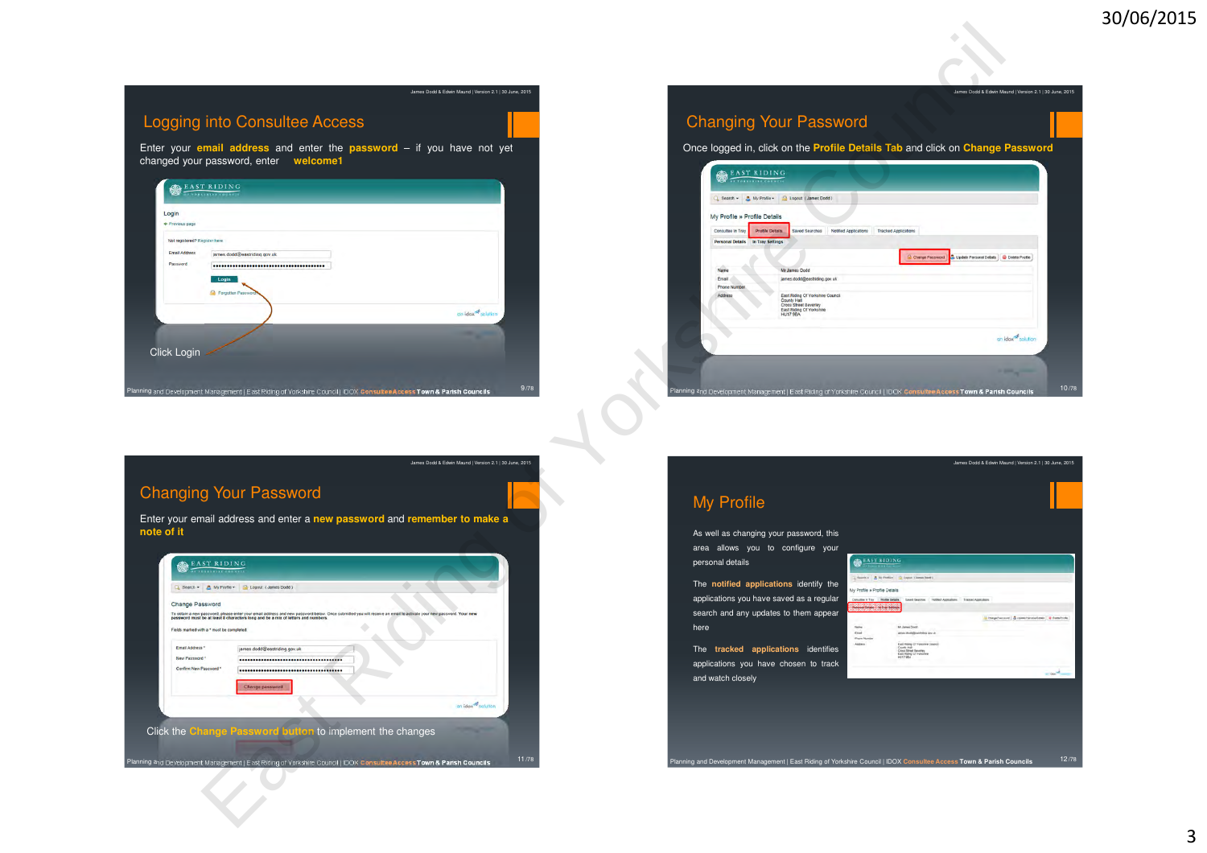## Logging into Consultee Access

Enter your **email address** and enter the **password** – if you have not yet changed your password, enter **welcome1**

Click Login

## Changing Your Password

Once logged in, click on the **Profile Details Tab** and click on **Change Password**

## Changing Your Password

Enter your email address and enter a **new password** and **remember to make a note of it**

Click the **Change Password button** to implement the changes

## My Profile

As well as changing your password, this area allows you to configure your personal details

The **notified applications** identify the applications you have saved as a regular search and any updates to them appear here

The **tracked applications** identifies applications you have chosen to track and watch closely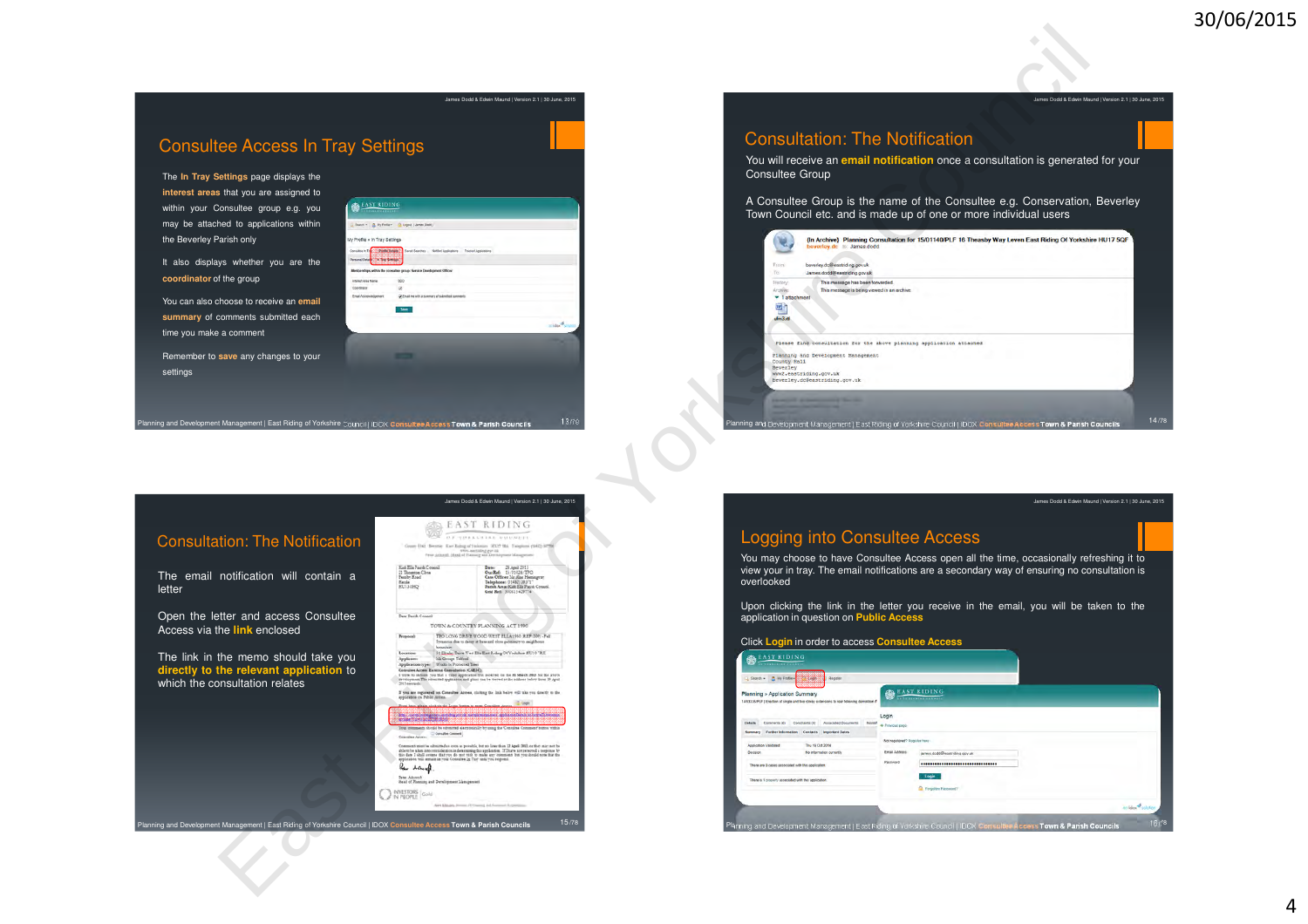## Consultee Access In Tray Settings

The **In Tray Settings** page displays the **interest areas** that you are assigned to within your Consultee group e.g. you may be attached to applications within the Beverley Parish only

It also displays whether you are the **coordinator** of the group

You can also choose to receive an **email summary** of comments submitted each time you make a comment

Remember to **save** any changes to your settings

## Consultation: The Notification

You will receive an **email notification** once a consultation is generated for your Consultee Group

A Consultee Group is the name of the Consultee e.g. Conservation, Beverley Town Council etc. and is made up of one or more individual users

## Consultation: The Notification

The email notification will contain a letter

Open the letter and access Consultee Access via the **link** enclosed

The link in the memo should take you **directly to the relevant application** to which the consultation relates

## Logging into Consultee Access

You may choose to have Consultee Access open all the time, occasionally refreshing it to view your in tray. The email notifications are a secondary way of ensuring no consultation is overlooked

Upon clicking the link in the letter you receive in the email, you will be taken to the application in question on **Public Access**

Click **Login** in order to access **Consultee Access**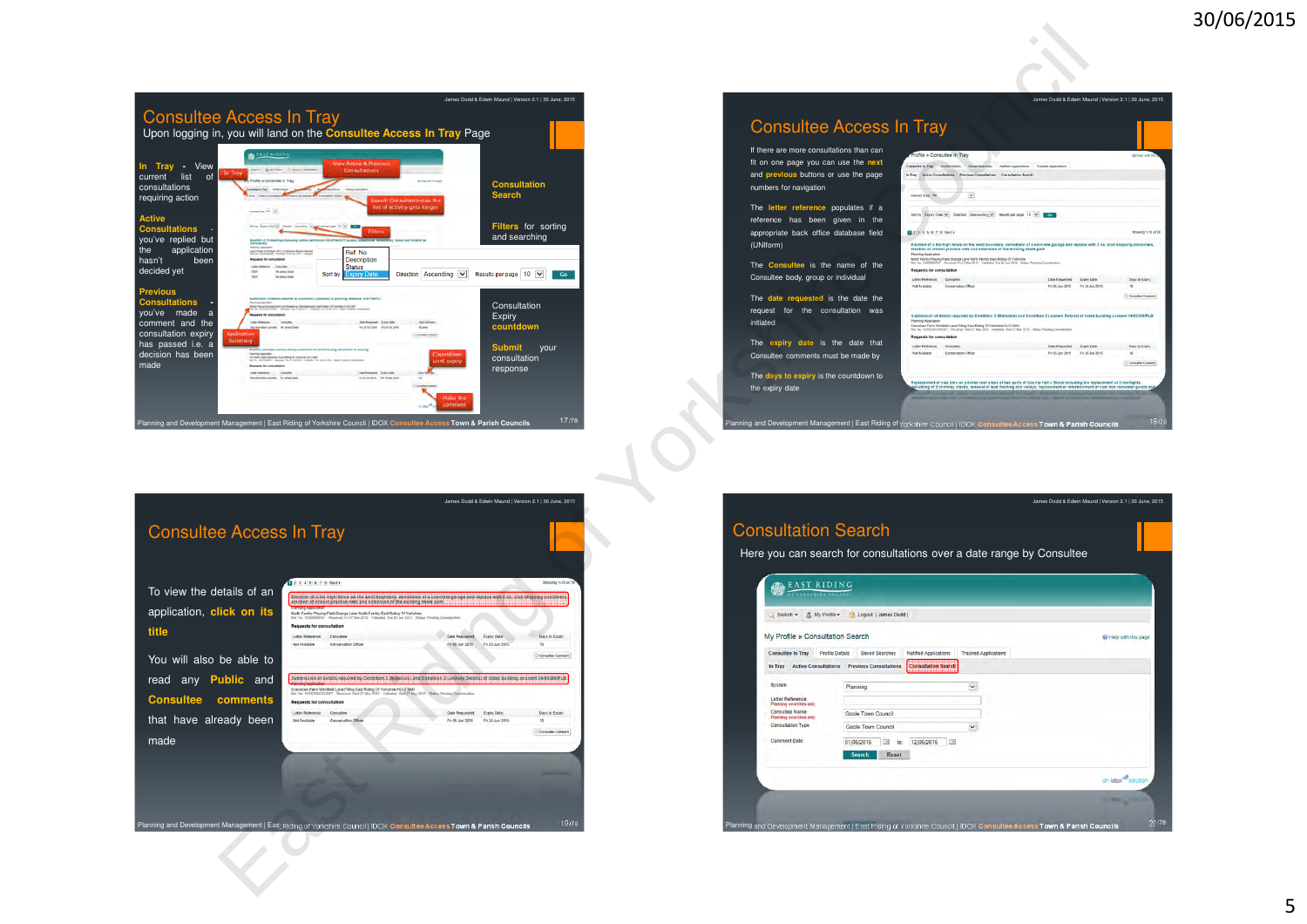## Consultee Access In Tray

Upon logging in, you will land on the **Consultee Access In Tray** Page

**In Tray** - View current list of consultations requiring action

**Active Consultations** - you've replied but the application hasn't been decided yet

**Previous Consultations** - you've made a comment and the consultation expiry has passed i.e. a decision has been made

**Consultation Search**

**Filters** for sorting and searching

Consultation Expiry **countdown**

**Submit** your consultation response

## Consultee Access In Tray

If there are more consultations than can fit on one page you can use the **next** and **previous** buttons or use the page numbers for navigation

The **letter reference** populates if a reference has been given in the appropriate back office database field (UNIform)

The **Consultee** is the name of the Consultee body, group or individual

The **date requested** is the date the request for the consultation was initiated

The **expiry date** is the date that Consultee comments must be made by

The **days to expiry** is the countdown to the expiry date

## Consultee Access In Tray

To view the details of an application, **click on its title**

You will also be able to read any **Public** and **Consultee comments** that have already been made

## Consultation Search

Here you can search for consultations over a date range by Consultee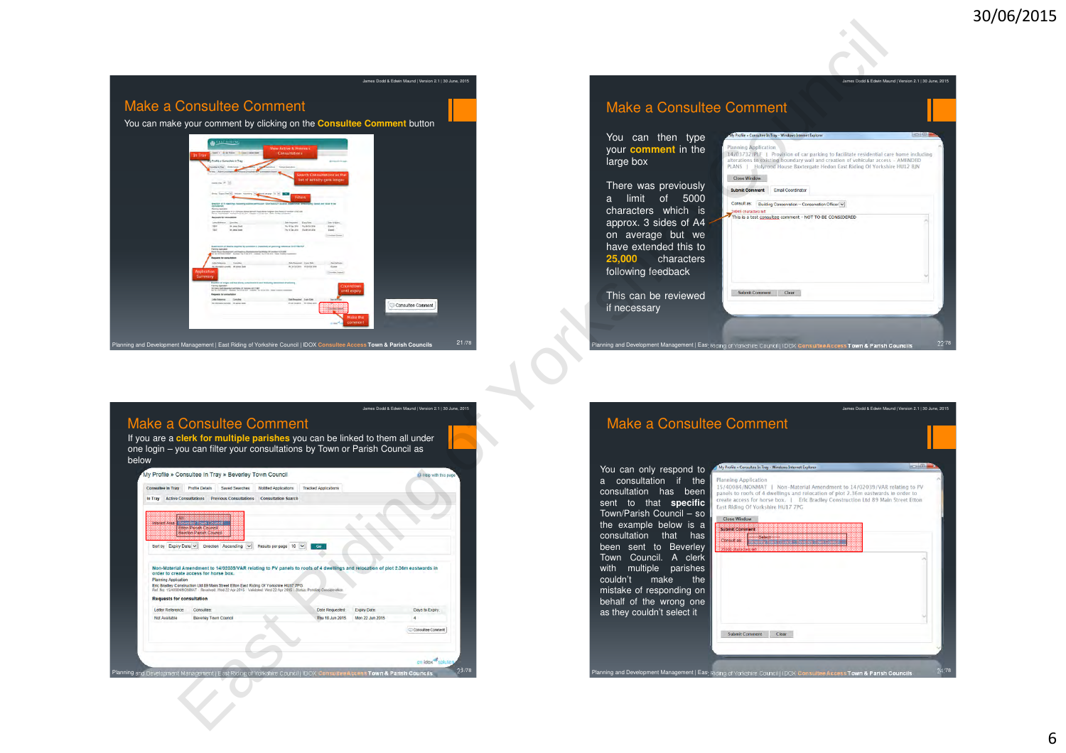## Make a Consultee Comment

You can make your comment by clicking on the **Consultee Comment** button

## Make a Consultee Comment

You can then type your **comment** in the large box

There was previously a limit of 5000 characters which is approx. 3 sides of A4 on average but we have extended this to **25,000** characters following feedback

This can be reviewed if necessary

## Make a Consultee Comment

If you are a **clerk for multiple parishes** you can be linked to them all under one login – you can filter your consultations by Town or Parish Council as below

## Make a Consultee Comment

You can only respond to a consultation if the consultation has been sent to that **specific** Town/Parish Council – so the example below is a consultation that has been sent to Beverley Town Council. A clerk with multiple parishes couldn't make the mistake of responding on behalf of the wrong one as they couldn't select it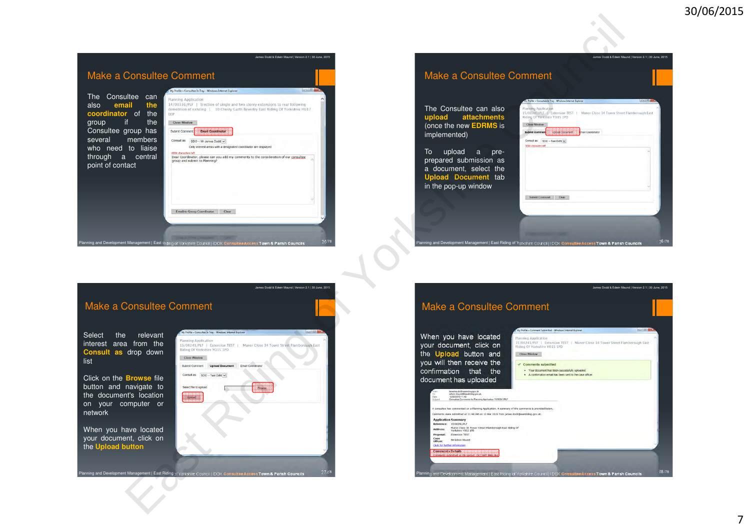## Make a Consultee Comment

The Consultee can also **email the coordinator** of the group if the Consultee group has several members who need to liaise through a central point of contact

## Make a Consultee Comment

The Consultee can also **upload attachments** (once the new **EDRMS** is implemented)

To upload a pre-prepared submission as a document, select the **Upload Document** tab in the pop-up window

## Make a Consultee Comment

Select the relevant interest area from the **Consult as** drop down list

Click on the **Browse** file button and navigate to the document's location on your computer or network

When you have located your document, click on the **Upload button**

## Make a Consultee Comment

When you have located your document, click on the **Upload** button and you will then receive the confirmation that the document has uploaded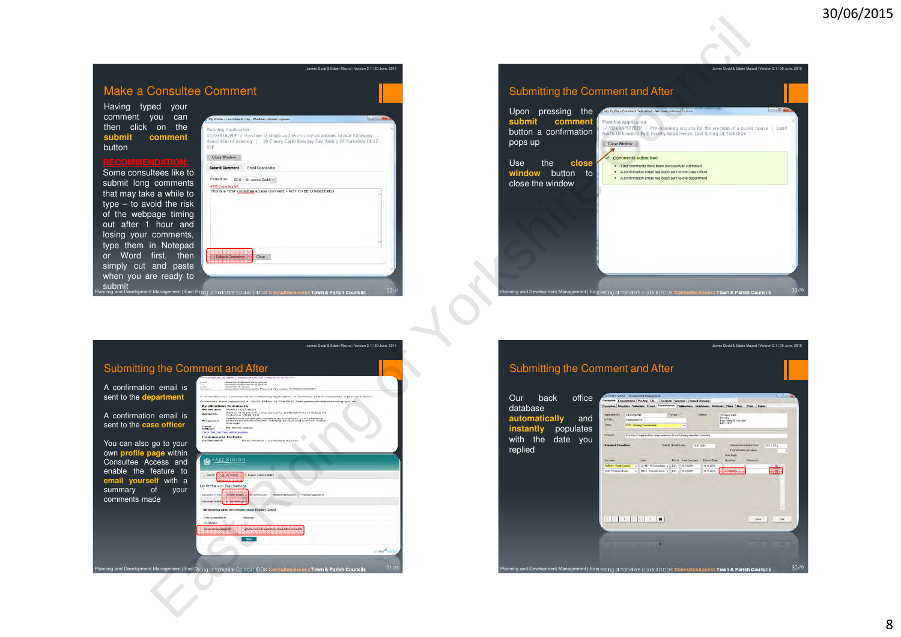## Make a Consultee Comment

Having typed your comment you can then click on the **submit comment** button

**RECOMMENDATION:**
Some consultees like to submit long comments that may take a while to type – to avoid the risk of the webpage timing out after 1 hour and losing your comments, type them in Notepad or Word first, then simply cut and paste when you are ready to submit

## Submitting the Comment and After

Upon pressing the **submit comment** button a confirmation pops up

Use the **close window** button to close the window

## Submitting the Comment and After

A confirmation email is sent to the **department**

A confirmation email is sent to the **case officer**

You can also go to your own **profile page** within Consultee Access and enable the feature to **email yourself** with a summary of your comments made

## Submitting the Comment and After

Our back office database **automatically** and **instantly** populates with the date you replied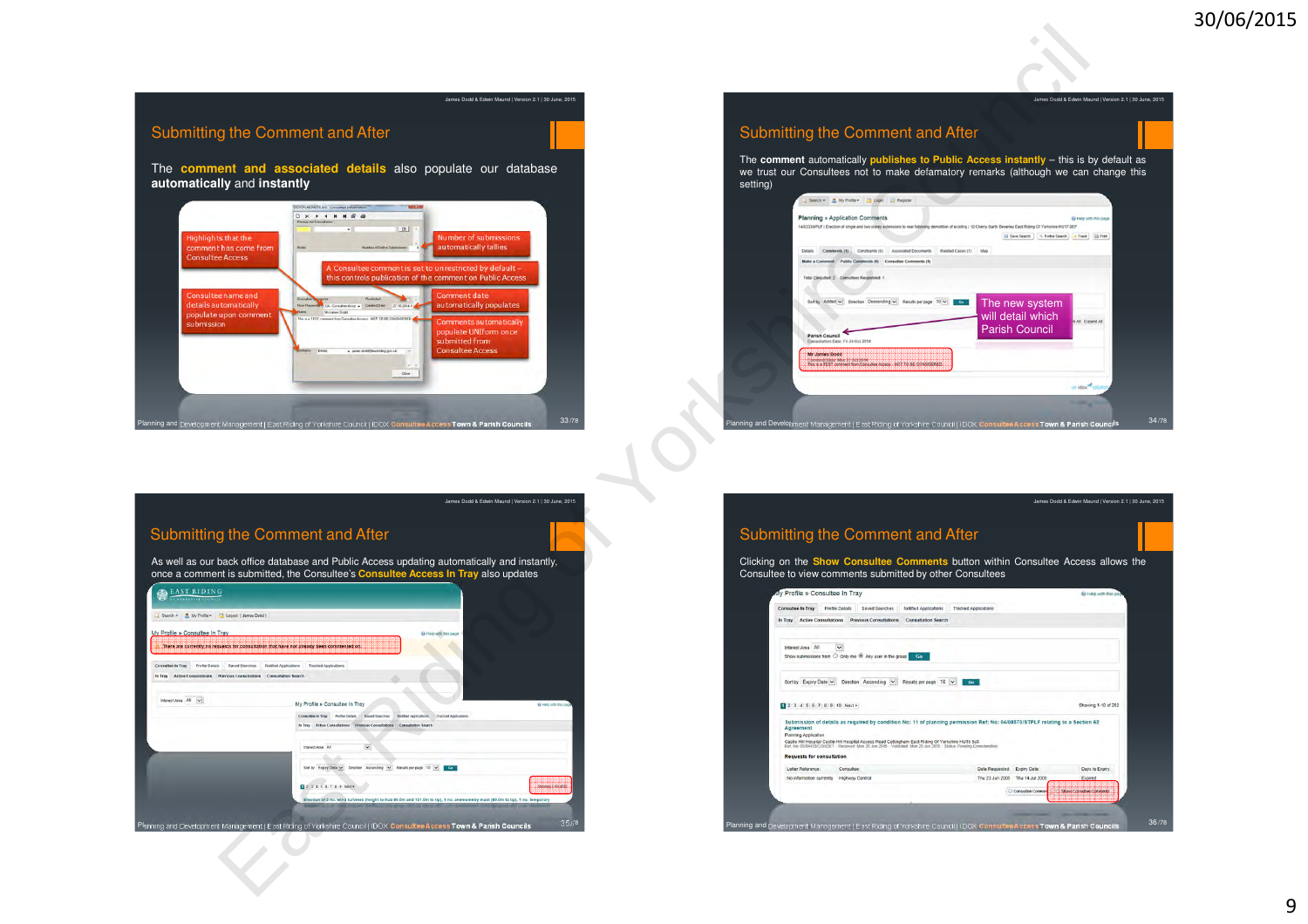## Submitting the Comment and After

The **comment and associated details** also populate our database **automatically** and **instantly**

Highlights that the comment has come from Consultee Access

Consultee name and details automatically populate upon comment submission

Number of submissions automatically tallies

A Consultee comment is set to unrestricted by default – this controls publication of the comment on Public Access

Comment date automatically populates

Comments automatically populate UNIform once submitted from Consultee Access

## Submitting the Comment and After

The **comment** automatically **publishes to Public Access instantly** – this is by default as we trust our Consultees not to make defamatory remarks (although we can change this setting)

The new system will detail which Parish Council

## Submitting the Comment and After

As well as our back office database and Public Access updating automatically and instantly, once a comment is submitted, the Consultee's **Consultee Access In Tray** also updates

## Submitting the Comment and After

Clicking on the **Show Consultee Comments** button within Consultee Access allows the Consultee to view comments submitted by other Consultees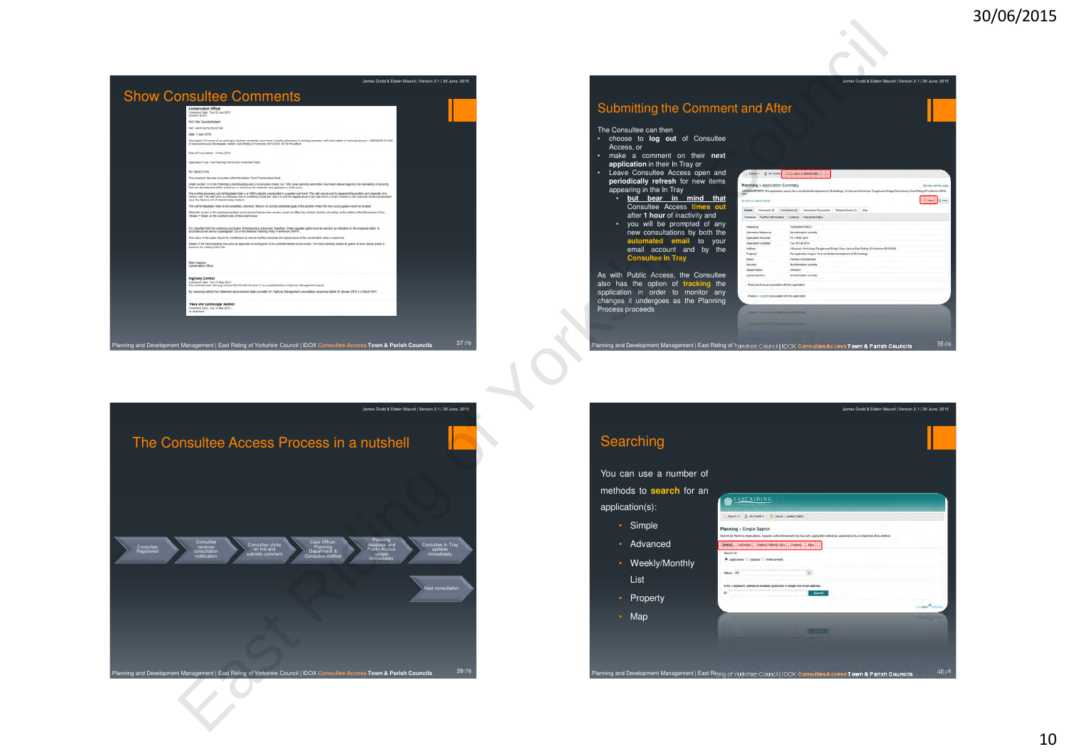30/06/2015

## Show Consultee Comments

## Submitting the Comment and After

The Consultee can then

- choose to **log out** of Consultee Access, or
- make a comment on their **next application** in their In Tray or
- Leave Consultee Access open and **periodically refresh** for new items appearing in the In Tray
  - **but bear in mind that** Consultee Access **times out** after **1 hour** of inactivity and
  - you will be prompted of any new consultations by both the **automated email** to your email account and by the **Consultee In Tray**

As with Public Access, the Consultee also has the option of **tracking** the application in order to monitor any changes it undergoes as the Planning Process proceeds

## The Consultee Access Process in a nutshell

Consultee Registered → Consultee receives consultation notification → Consultee clicks on link and submits comment → Case Officer, Planning Department & Consultee notified → Planning database and Public Access update immediately → Consultee In Tray updates immediately → Next consultation

## Searching

You can use a number of methods to **search** for an application(s):

- Simple
- Advanced
- Weekly/Monthly List
- Property
- Map